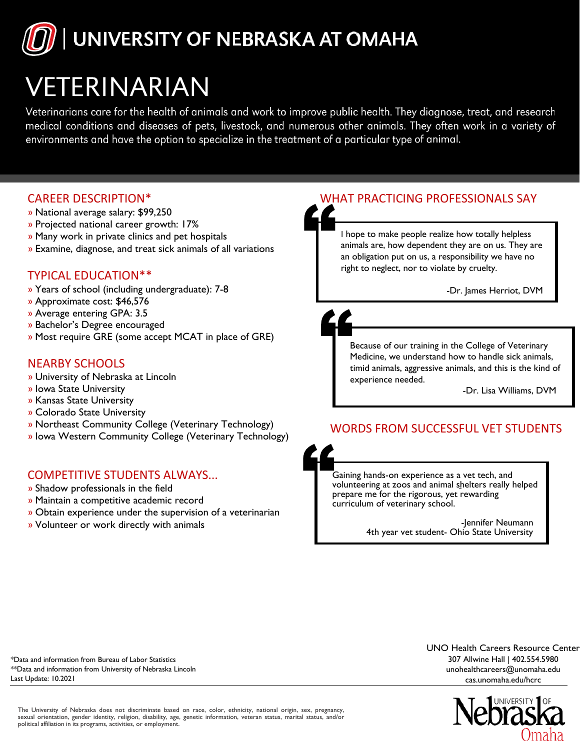# UNIVERSITY OF NEBRASKA AT OMAHA

# VETERINARIAN

Veterinarians care for the health of animals and work to improve public health. They diagnose, treat, and research medical conditions and diseases of pets, livestock, and numerous other animals. They often work in a variety of environments and have the option to specialize in the treatment of a particular type of animal.

## CAREER DESCRIPTION*

- » National average salary: $99,250
- » Projected national career growth: 17%
- » Many work in private clinics and pet hospitals
- » Examine, diagnose, and treat sick animals of all variations

## TYPICAL EDUCATION**

- » Years of school (including undergraduate): 7-8
- » Approximate cost: $46,576
- » Average entering GPA: 3.5
- » Bachelor's Degree encouraged
- » Most require GRE (some accept MCAT in place of GRE)

## NEARBY SCHOOLS

- » University of Nebraska at Lincoln
- » Iowa State University
- » Kansas State University
- » Colorado State University
- » Northeast Community College (Veterinary Technology)
- » Iowa Western Community College (Veterinary Technology)

## COMPETITIVE STUDENTS ALWAYS...

- » Shadow professionals in the field
- » Maintain a competitive academic record
- » Obtain experience under the supervision of a veterinarian
- » Volunteer or work directly with animals

## WHAT PRACTICING PROFESSIONALS SAY

> I hope to make people realize how totally helpless animals are, how dependent they are on us. They are an obligation put on us, a responsibility we have no right to neglect, nor to violate by cruelty.
>
> -Dr. James Herriot, DVM

> Because of our training in the College of Veterinary Medicine, we understand how to handle sick animals, timid animals, aggressive animals, and this is the kind of experience needed.
>
> -Dr. Lisa Williams, DVM

## WORDS FROM SUCCESSFUL VET STUDENTS

> Gaining hands-on experience as a vet tech, and volunteering at zoos and animal shelters really helped prepare me for the rigorous, yet rewarding curriculum of veterinary school.
>
> -Jennifer Neumann
> 4th year vet student- Ohio State University

*Data and information from Bureau of Labor Statistics
**Data and information from University of Nebraska Lincoln
Last Update: 10.2021

UNO Health Careers Resource Center
307 Allwine Hall | 402.554.5980
unohealthcareers@unomaha.edu
cas.unomaha.edu/hcrc

The University of Nebraska does not discriminate based on race, color, ethnicity, national origin, sex, pregnancy, sexual orientation, gender identity, religion, disability, age, genetic information, veteran status, marital status, and/or political affiliation in its programs, activities, or employment.

University of Nebraska Omaha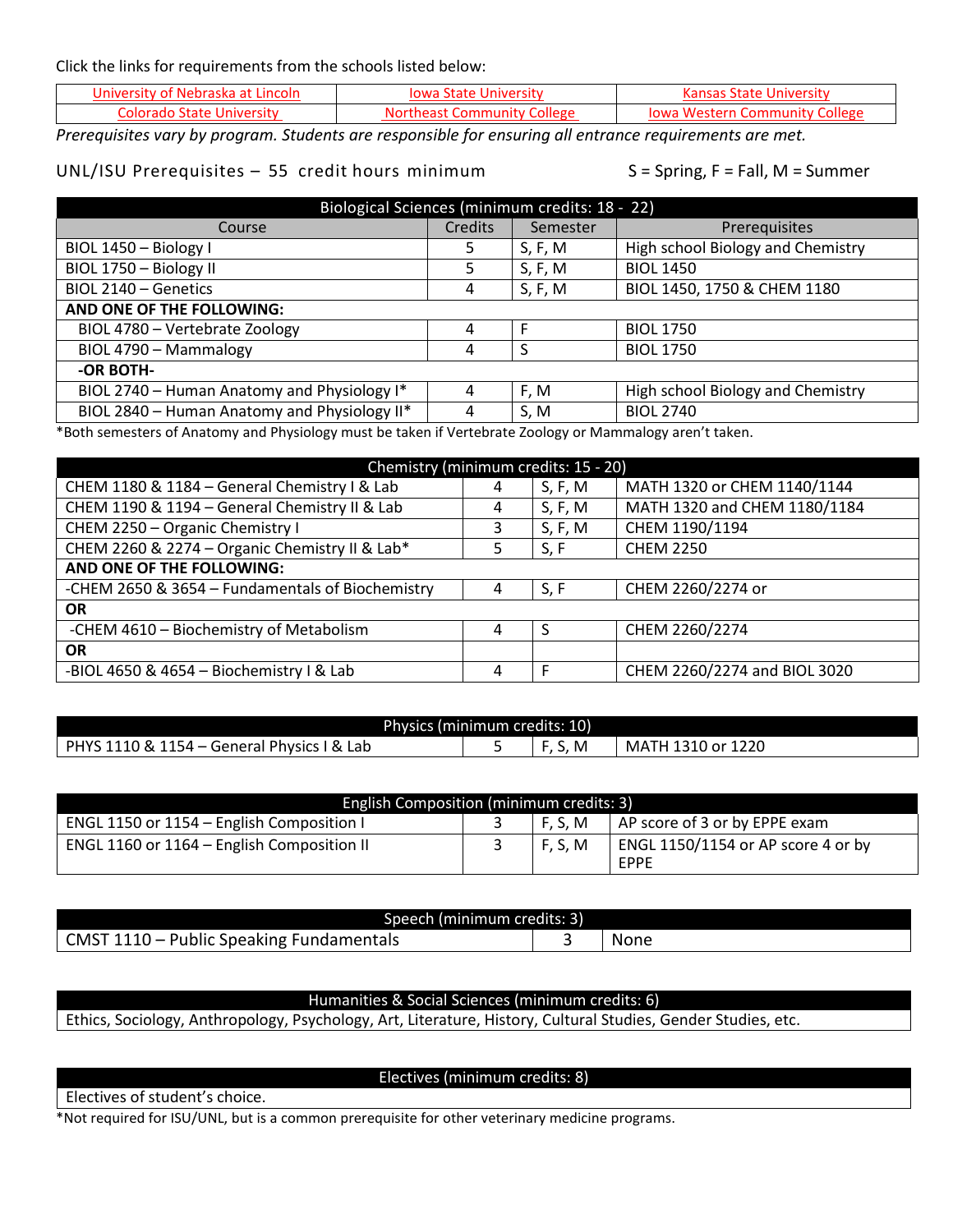Click the links for requirements from the schools listed below:

| | | |
|---|---|---|
| University of Nebraska at Lincoln | Iowa State University | Kansas State University |
| Colorado State University | Northeast Community College | Iowa Western Community College |

*Prerequisites vary by program. Students are responsible for ensuring all entrance requirements are met.*

UNL/ISU Prerequisites – 55 credit hours minimum S = Spring, F = Fall, M = Summer

| Biological Sciences (minimum credits: 18 - 22) | | | |
|---|---|---|---|
| Course | Credits | Semester | Prerequisites |
| BIOL 1450 – Biology I | 5 | S, F, M | High school Biology and Chemistry |
| BIOL 1750 – Biology II | 5 | S, F, M | BIOL 1450 |
| BIOL 2140 – Genetics | 4 | S, F, M | BIOL 1450, 1750 & CHEM 1180 |
| **AND ONE OF THE FOLLOWING:** | | | |
| BIOL 4780 – Vertebrate Zoology | 4 | F | BIOL 1750 |
| BIOL 4790 – Mammalogy | 4 | S | BIOL 1750 |
| **-OR BOTH-** | | | |
| BIOL 2740 – Human Anatomy and Physiology I* | 4 | F, M | High school Biology and Chemistry |
| BIOL 2840 – Human Anatomy and Physiology II* | 4 | S, M | BIOL 2740 |

*Both semesters of Anatomy and Physiology must be taken if Vertebrate Zoology or Mammalogy aren't taken.

| Chemistry (minimum credits: 15 - 20) | | | |
|---|---|---|---|
| CHEM 1180 & 1184 – General Chemistry I & Lab | 4 | S, F, M | MATH 1320 or CHEM 1140/1144 |
| CHEM 1190 & 1194 – General Chemistry II & Lab | 4 | S, F, M | MATH 1320 and CHEM 1180/1184 |
| CHEM 2250 – Organic Chemistry I | 3 | S, F, M | CHEM 1190/1194 |
| CHEM 2260 & 2274 – Organic Chemistry II & Lab* | 5 | S, F | CHEM 2250 |
| **AND ONE OF THE FOLLOWING:** | | | |
| -CHEM 2650 & 3654 – Fundamentals of Biochemistry | 4 | S, F | CHEM 2260/2274 or |
| **OR** | | | |
| -CHEM 4610 – Biochemistry of Metabolism | 4 | S | CHEM 2260/2274 |
| **OR** | | | |
| -BIOL 4650 & 4654 – Biochemistry I & Lab | 4 | F | CHEM 2260/2274 and BIOL 3020 |

| Physics (minimum credits: 10) | | | |
|---|---|---|---|
| PHYS 1110 & 1154 – General Physics I & Lab | 5 | F, S, M | MATH 1310 or 1220 |

| English Composition (minimum credits: 3) | | | |
|---|---|---|---|
| ENGL 1150 or 1154 – English Composition I | 3 | F, S, M | AP score of 3 or by EPPE exam |
| ENGL 1160 or 1164 – English Composition II | 3 | F, S, M | ENGL 1150/1154 or AP score 4 or by EPPE |

| Speech (minimum credits: 3) | | |
|---|---|---|
| CMST 1110 – Public Speaking Fundamentals | 3 | None |

| Humanities & Social Sciences (minimum credits: 6) |
|---|
| Ethics, Sociology, Anthropology, Psychology, Art, Literature, History, Cultural Studies, Gender Studies, etc. |

| Electives (minimum credits: 8) |
|---|
| Electives of student's choice. |

*Not required for ISU/UNL, but is a common prerequisite for other veterinary medicine programs.